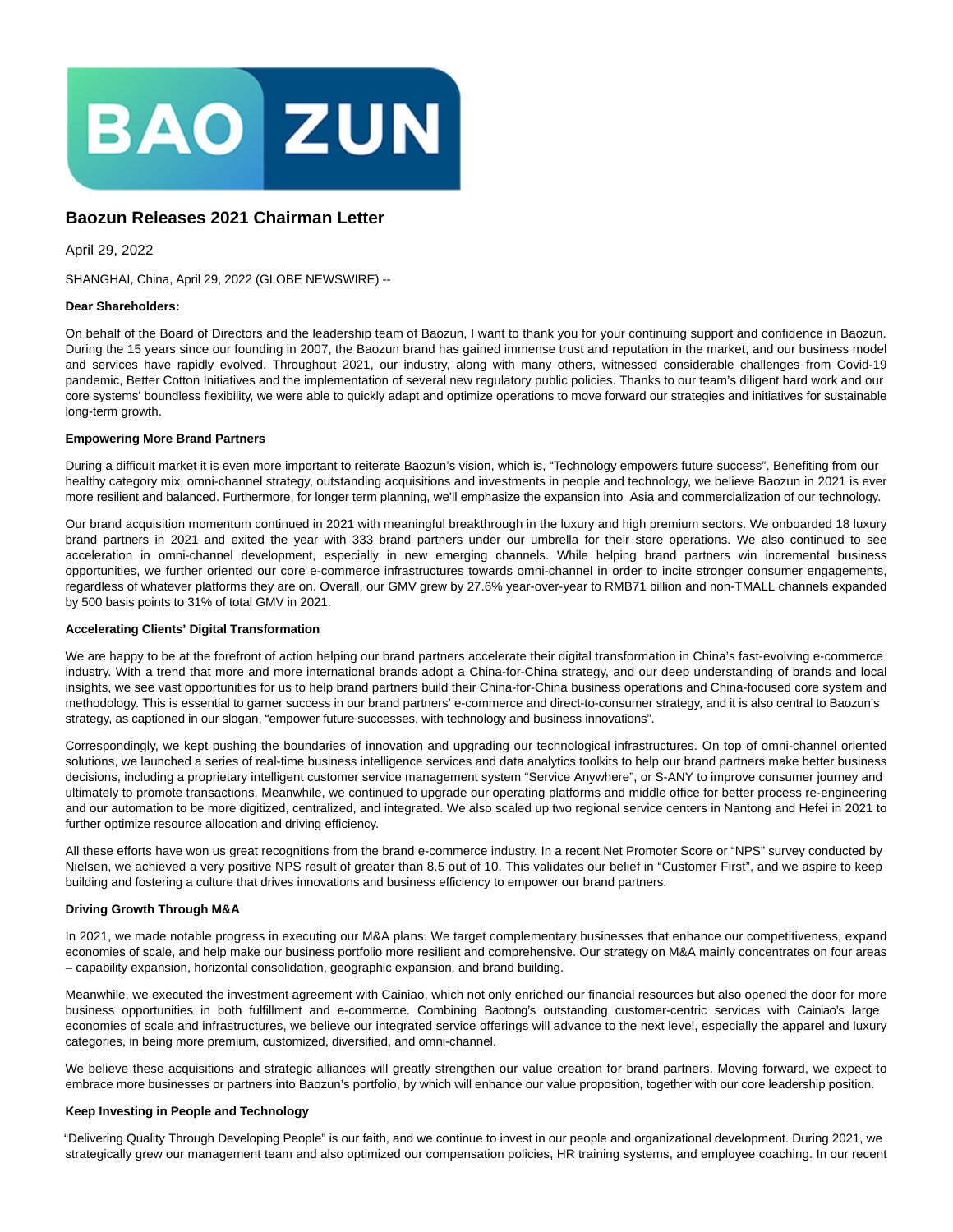# Baozun Releases 2021 Chairman Letter

April 29, 2022

SHANGHAI, China, April 29, 2022 (GLOBE NEWSWIRE) --

**Dear Shareholders:**

On behalf of the Board of Directors and the leadership team of Baozun, I want to thank you for your continuing support and confidence in Baozun. During the 15 years since our founding in 2007, the Baozun brand has gained immense trust and reputation in the market, and our business model and services have rapidly evolved. Throughout 2021, our industry, along with many others, witnessed considerable challenges from Covid-19 pandemic, Better Cotton Initiatives and the implementation of several new regulatory public policies. Thanks to our team's diligent hard work and our core systems' boundless flexibility, we were able to quickly adapt and optimize operations to move forward our strategies and initiatives for sustainable long-term growth.

**Empowering More Brand Partners**

During a difficult market it is even more important to reiterate Baozun's vision, which is, "Technology empowers future success". Benefiting from our healthy category mix, omni-channel strategy, outstanding acquisitions and investments in people and technology, we believe Baozun in 2021 is ever more resilient and balanced. Furthermore, for longer term planning, we'll emphasize the expansion into Asia and commercialization of our technology.

Our brand acquisition momentum continued in 2021 with meaningful breakthrough in the luxury and high premium sectors. We onboarded 18 luxury brand partners in 2021 and exited the year with 333 brand partners under our umbrella for their store operations. We also continued to see acceleration in omni-channel development, especially in new emerging channels. While helping brand partners win incremental business opportunities, we further oriented our core e-commerce infrastructures towards omni-channel in order to incite stronger consumer engagements, regardless of whatever platforms they are on. Overall, our GMV grew by 27.6% year-over-year to RMB71 billion and non-TMALL channels expanded by 500 basis points to 31% of total GMV in 2021.

**Accelerating Clients' Digital Transformation**

We are happy to be at the forefront of action helping our brand partners accelerate their digital transformation in China's fast-evolving e-commerce industry. With a trend that more and more international brands adopt a China-for-China strategy, and our deep understanding of brands and local insights, we see vast opportunities for us to help brand partners build their China-for-China business operations and China-focused core system and methodology. This is essential to garner success in our brand partners' e-commerce and direct-to-consumer strategy, and it is also central to Baozun's strategy, as captioned in our slogan, "empower future successes, with technology and business innovations".

Correspondingly, we kept pushing the boundaries of innovation and upgrading our technological infrastructures. On top of omni-channel oriented solutions, we launched a series of real-time business intelligence services and data analytics toolkits to help our brand partners make better business decisions, including a proprietary intelligent customer service management system "Service Anywhere", or S-ANY to improve consumer journey and ultimately to promote transactions. Meanwhile, we continued to upgrade our operating platforms and middle office for better process re-engineering and our automation to be more digitized, centralized, and integrated. We also scaled up two regional service centers in Nantong and Hefei in 2021 to further optimize resource allocation and driving efficiency.

All these efforts have won us great recognitions from the brand e-commerce industry. In a recent Net Promoter Score or "NPS" survey conducted by Nielsen, we achieved a very positive NPS result of greater than 8.5 out of 10. This validates our belief in "Customer First", and we aspire to keep building and fostering a culture that drives innovations and business efficiency to empower our brand partners.

**Driving Growth Through M&A**

In 2021, we made notable progress in executing our M&A plans. We target complementary businesses that enhance our competitiveness, expand economies of scale, and help make our business portfolio more resilient and comprehensive. Our strategy on M&A mainly concentrates on four areas – capability expansion, horizontal consolidation, geographic expansion, and brand building.

Meanwhile, we executed the investment agreement with Cainiao, which not only enriched our financial resources but also opened the door for more business opportunities in both fulfillment and e-commerce. Combining Baotong's outstanding customer-centric services with Cainiao's large economies of scale and infrastructures, we believe our integrated service offerings will advance to the next level, especially the apparel and luxury categories, in being more premium, customized, diversified, and omni-channel.

We believe these acquisitions and strategic alliances will greatly strengthen our value creation for brand partners. Moving forward, we expect to embrace more businesses or partners into Baozun's portfolio, by which will enhance our value proposition, together with our core leadership position.

**Keep Investing in People and Technology**

"Delivering Quality Through Developing People" is our faith, and we continue to invest in our people and organizational development. During 2021, we strategically grew our management team and also optimized our compensation policies, HR training systems, and employee coaching. In our recent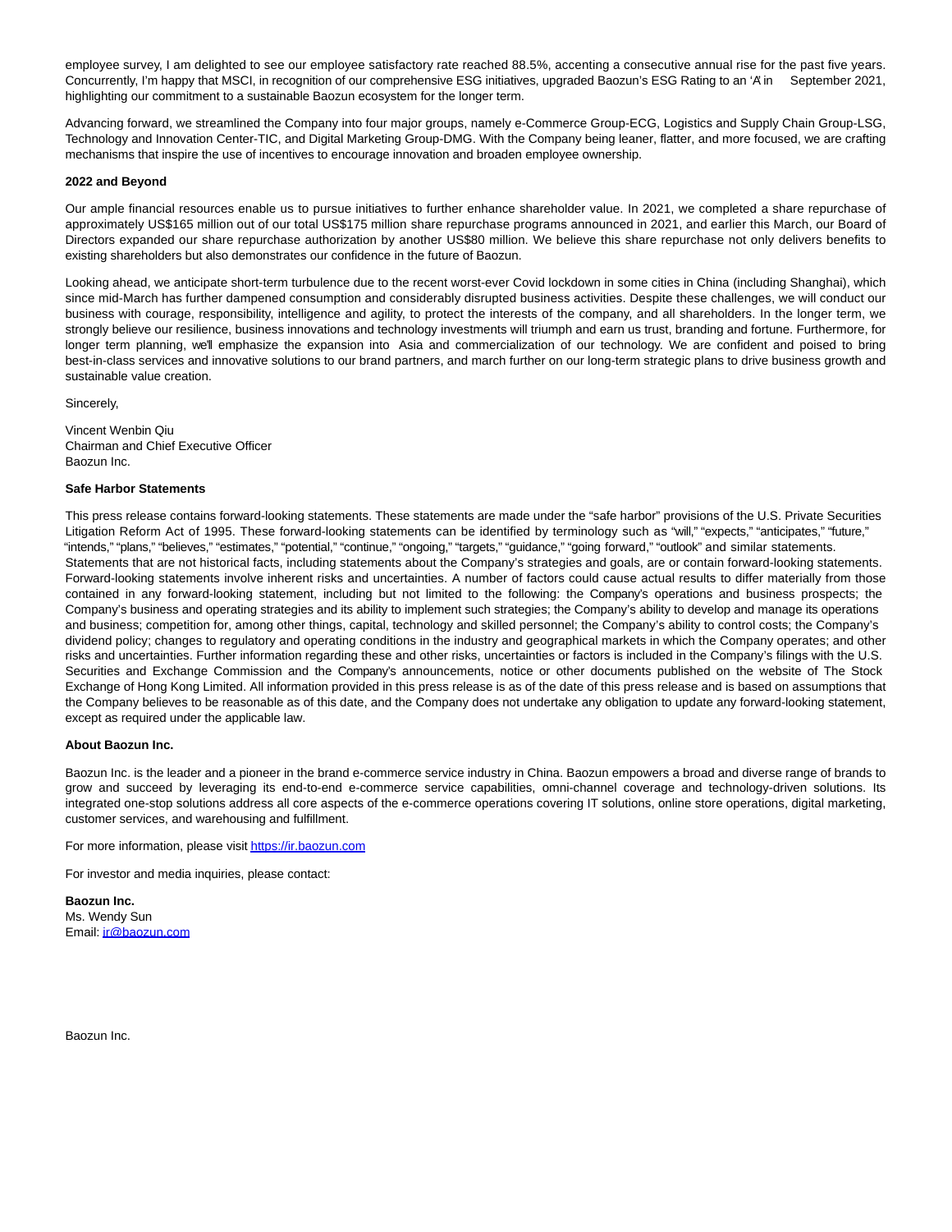employee survey, I am delighted to see our employee satisfactory rate reached 88.5%, accenting a consecutive annual rise for the past five years. Concurrently, I'm happy that MSCI, in recognition of our comprehensive ESG initiatives, upgraded Baozun's ESG Rating to an 'A' in September 2021, highlighting our commitment to a sustainable Baozun ecosystem for the longer term.

Advancing forward, we streamlined the Company into four major groups, namely e-Commerce Group-ECG, Logistics and Supply Chain Group-LSG, Technology and Innovation Center-TIC, and Digital Marketing Group-DMG. With the Company being leaner, flatter, and more focused, we are crafting mechanisms that inspire the use of incentives to encourage innovation and broaden employee ownership.

**2022 and Beyond**

Our ample financial resources enable us to pursue initiatives to further enhance shareholder value. In 2021, we completed a share repurchase of approximately US$165 million out of our total US$175 million share repurchase programs announced in 2021, and earlier this March, our Board of Directors expanded our share repurchase authorization by another US$80 million. We believe this share repurchase not only delivers benefits to existing shareholders but also demonstrates our confidence in the future of Baozun.

Looking ahead, we anticipate short-term turbulence due to the recent worst-ever Covid lockdown in some cities in China (including Shanghai), which since mid-March has further dampened consumption and considerably disrupted business activities. Despite these challenges, we will conduct our business with courage, responsibility, intelligence and agility, to protect the interests of the company, and all shareholders. In the longer term, we strongly believe our resilience, business innovations and technology investments will triumph and earn us trust, branding and fortune. Furthermore, for longer term planning, we'll emphasize the expansion into Asia and commercialization of our technology. We are confident and poised to bring best-in-class services and innovative solutions to our brand partners, and march further on our long-term strategic plans to drive business growth and sustainable value creation.

Sincerely,

Vincent Wenbin Qiu
Chairman and Chief Executive Officer
Baozun Inc.

**Safe Harbor Statements**

This press release contains forward-looking statements. These statements are made under the "safe harbor" provisions of the U.S. Private Securities Litigation Reform Act of 1995. These forward-looking statements can be identified by terminology such as "will," "expects," "anticipates," "future," "intends," "plans," "believes," "estimates," "potential," "continue," "ongoing," "targets," "guidance," "going forward," "outlook" and similar statements. Statements that are not historical facts, including statements about the Company's strategies and goals, are or contain forward-looking statements. Forward-looking statements involve inherent risks and uncertainties. A number of factors could cause actual results to differ materially from those contained in any forward-looking statement, including but not limited to the following: the Company's operations and business prospects; the Company's business and operating strategies and its ability to implement such strategies; the Company's ability to develop and manage its operations and business; competition for, among other things, capital, technology and skilled personnel; the Company's ability to control costs; the Company's dividend policy; changes to regulatory and operating conditions in the industry and geographical markets in which the Company operates; and other risks and uncertainties. Further information regarding these and other risks, uncertainties or factors is included in the Company's filings with the U.S. Securities and Exchange Commission and the Company's announcements, notice or other documents published on the website of The Stock Exchange of Hong Kong Limited. All information provided in this press release is as of the date of this press release and is based on assumptions that the Company believes to be reasonable as of this date, and the Company does not undertake any obligation to update any forward-looking statement, except as required under the applicable law.

**About Baozun Inc.**

Baozun Inc. is the leader and a pioneer in the brand e-commerce service industry in China. Baozun empowers a broad and diverse range of brands to grow and succeed by leveraging its end-to-end e-commerce service capabilities, omni-channel coverage and technology-driven solutions. Its integrated one-stop solutions address all core aspects of the e-commerce operations covering IT solutions, online store operations, digital marketing, customer services, and warehousing and fulfillment.

For more information, please visit https://ir.baozun.com

For investor and media inquiries, please contact:

**Baozun Inc.**
Ms. Wendy Sun
Email: ir@baozun.com